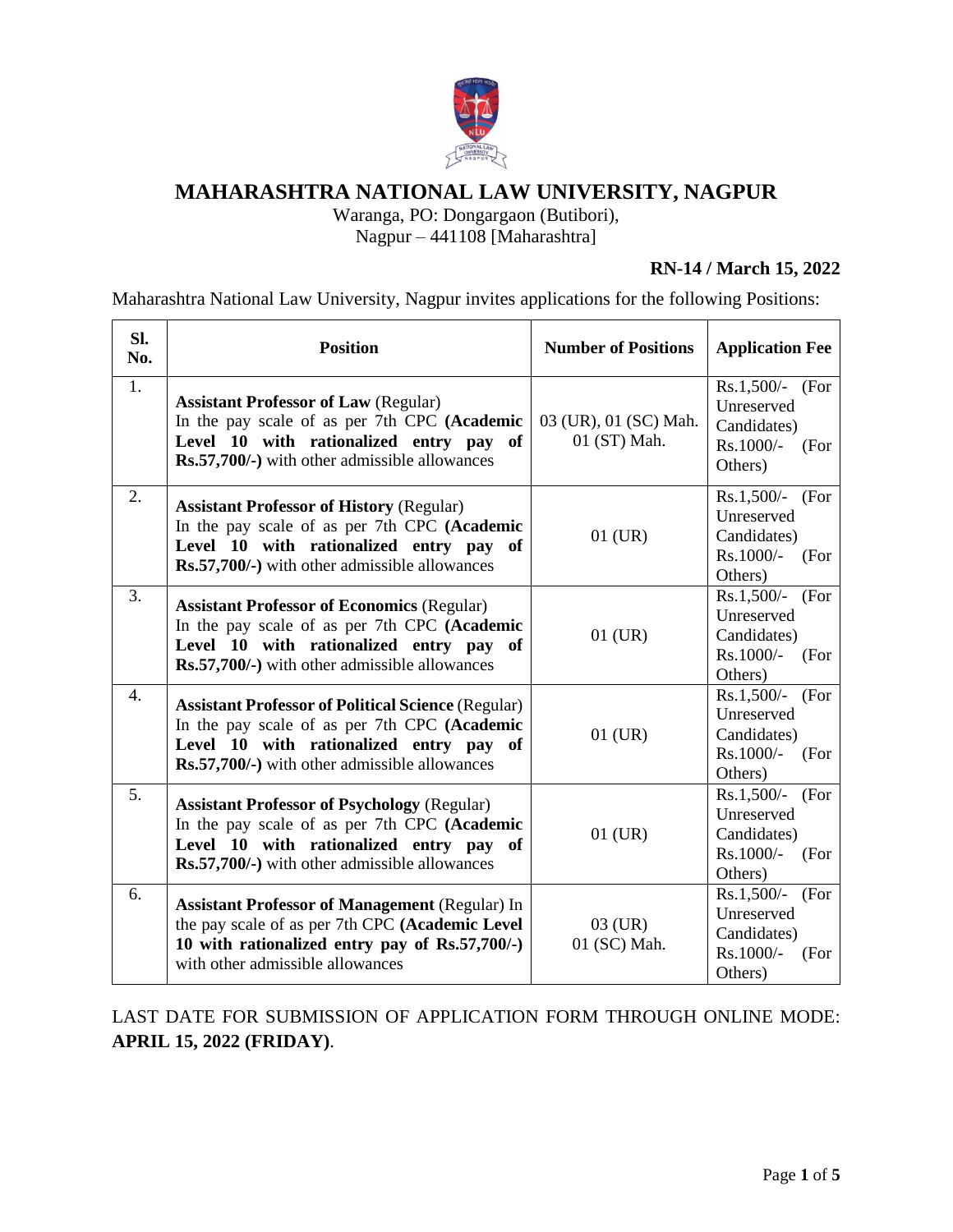# MAHARASHTRA NATIONAL LAW UNIVERSITY, NAGPUR

Waranga, PO: Dongargaon (Butibori),
Nagpur – 441108 [Maharashtra]

**RN-14 / March 15, 2022**

Maharashtra National Law University, Nagpur invites applications for the following Positions:

| Sl. No. | Position | Number of Positions | Application Fee |
|---|---|---|---|
| 1. | **Assistant Professor of Law** (Regular) In the pay scale of as per 7th CPC **(Academic Level 10 with rationalized entry pay of Rs.57,700/-)** with other admissible allowances | 03 (UR), 01 (SC) Mah. 01 (ST) Mah. | Rs.1,500/- (For Unreserved Candidates) Rs.1000/- (For Others) |
| 2. | **Assistant Professor of History** (Regular) In the pay scale of as per 7th CPC **(Academic Level 10 with rationalized entry pay of Rs.57,700/-)** with other admissible allowances | 01 (UR) | Rs.1,500/- (For Unreserved Candidates) Rs.1000/- (For Others) |
| 3. | **Assistant Professor of Economics** (Regular) In the pay scale of as per 7th CPC **(Academic Level 10 with rationalized entry pay of Rs.57,700/-)** with other admissible allowances | 01 (UR) | Rs.1,500/- (For Unreserved Candidates) Rs.1000/- (For Others) |
| 4. | **Assistant Professor of Political Science** (Regular) In the pay scale of as per 7th CPC **(Academic Level 10 with rationalized entry pay of Rs.57,700/-)** with other admissible allowances | 01 (UR) | Rs.1,500/- (For Unreserved Candidates) Rs.1000/- (For Others) |
| 5. | **Assistant Professor of Psychology** (Regular) In the pay scale of as per 7th CPC **(Academic Level 10 with rationalized entry pay of Rs.57,700/-)** with other admissible allowances | 01 (UR) | Rs.1,500/- (For Unreserved Candidates) Rs.1000/- (For Others) |
| 6. | **Assistant Professor of Management** (Regular) In the pay scale of as per 7th CPC **(Academic Level 10 with rationalized entry pay of Rs.57,700/-)** with other admissible allowances | 03 (UR) 01 (SC) Mah. | Rs.1,500/- (For Unreserved Candidates) Rs.1000/- (For Others) |

LAST DATE FOR SUBMISSION OF APPLICATION FORM THROUGH ONLINE MODE: **APRIL 15, 2022 (FRIDAY)**.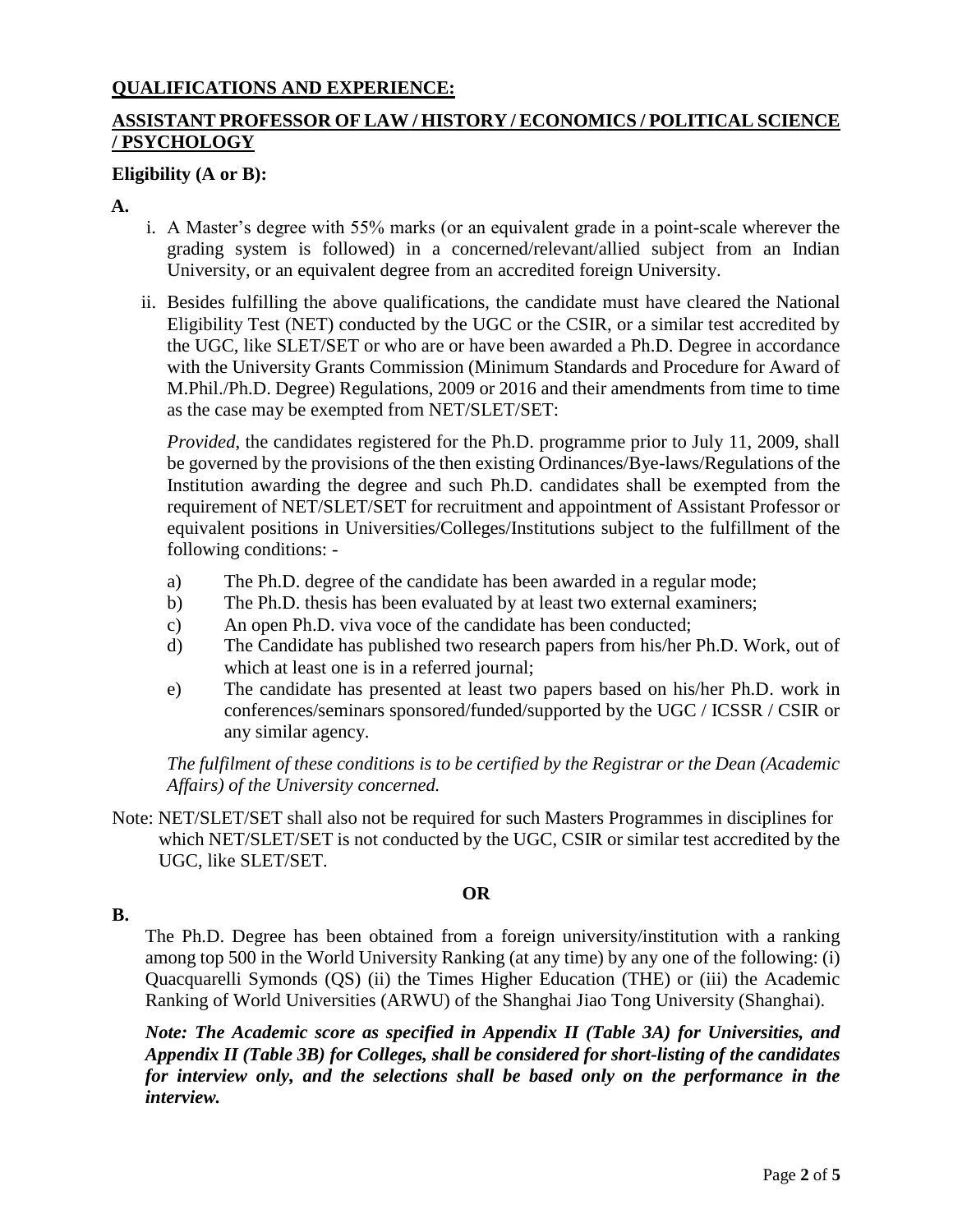**QUALIFICATIONS AND EXPERIENCE:**

**ASSISTANT PROFESSOR OF LAW / HISTORY / ECONOMICS / POLITICAL SCIENCE / PSYCHOLOGY**

**Eligibility (A or B):**

**A.**

i. A Master's degree with 55% marks (or an equivalent grade in a point-scale wherever the grading system is followed) in a concerned/relevant/allied subject from an Indian University, or an equivalent degree from an accredited foreign University.

ii. Besides fulfilling the above qualifications, the candidate must have cleared the National Eligibility Test (NET) conducted by the UGC or the CSIR, or a similar test accredited by the UGC, like SLET/SET or who are or have been awarded a Ph.D. Degree in accordance with the University Grants Commission (Minimum Standards and Procedure for Award of M.Phil./Ph.D. Degree) Regulations, 2009 or 2016 and their amendments from time to time as the case may be exempted from NET/SLET/SET:

*Provided*, the candidates registered for the Ph.D. programme prior to July 11, 2009, shall be governed by the provisions of the then existing Ordinances/Bye-laws/Regulations of the Institution awarding the degree and such Ph.D. candidates shall be exempted from the requirement of NET/SLET/SET for recruitment and appointment of Assistant Professor or equivalent positions in Universities/Colleges/Institutions subject to the fulfillment of the following conditions: -

a) The Ph.D. degree of the candidate has been awarded in a regular mode;
b) The Ph.D. thesis has been evaluated by at least two external examiners;
c) An open Ph.D. viva voce of the candidate has been conducted;
d) The Candidate has published two research papers from his/her Ph.D. Work, out of which at least one is in a referred journal;
e) The candidate has presented at least two papers based on his/her Ph.D. work in conferences/seminars sponsored/funded/supported by the UGC / ICSSR / CSIR or any similar agency.

*The fulfilment of these conditions is to be certified by the Registrar or the Dean (Academic Affairs) of the University concerned.*

Note: NET/SLET/SET shall also not be required for such Masters Programmes in disciplines for which NET/SLET/SET is not conducted by the UGC, CSIR or similar test accredited by the UGC, like SLET/SET.

**OR**

**B.**

The Ph.D. Degree has been obtained from a foreign university/institution with a ranking among top 500 in the World University Ranking (at any time) by any one of the following: (i) Quacquarelli Symonds (QS) (ii) the Times Higher Education (THE) or (iii) the Academic Ranking of World Universities (ARWU) of the Shanghai Jiao Tong University (Shanghai).

***Note: The Academic score as specified in Appendix II (Table 3A) for Universities, and Appendix II (Table 3B) for Colleges, shall be considered for short-listing of the candidates for interview only, and the selections shall be based only on the performance in the interview.***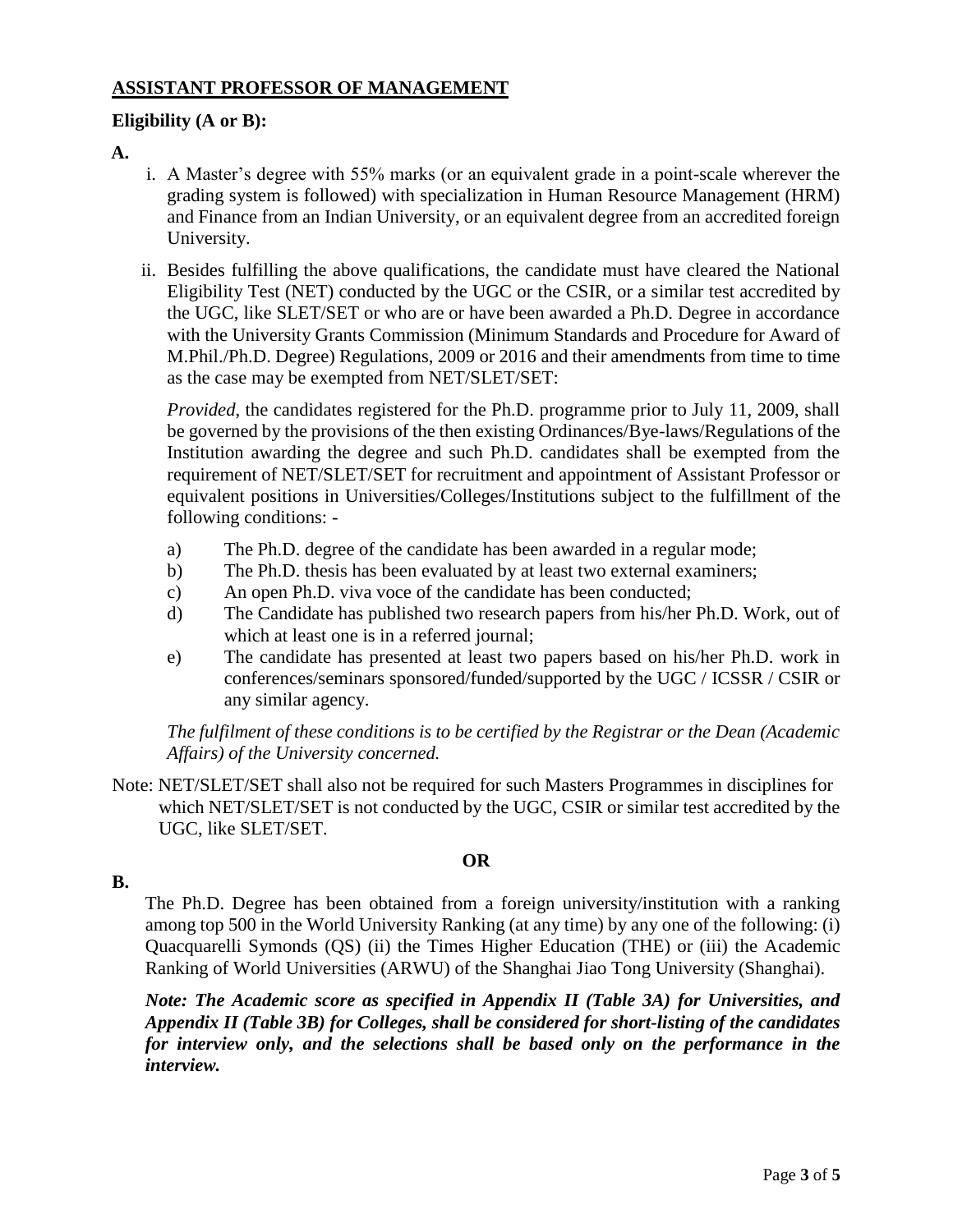## ASSISTANT PROFESSOR OF MANAGEMENT

**Eligibility (A or B):**

**A.**

i. A Master's degree with 55% marks (or an equivalent grade in a point-scale wherever the grading system is followed) with specialization in Human Resource Management (HRM) and Finance from an Indian University, or an equivalent degree from an accredited foreign University.

ii. Besides fulfilling the above qualifications, the candidate must have cleared the National Eligibility Test (NET) conducted by the UGC or the CSIR, or a similar test accredited by the UGC, like SLET/SET or who are or have been awarded a Ph.D. Degree in accordance with the University Grants Commission (Minimum Standards and Procedure for Award of M.Phil./Ph.D. Degree) Regulations, 2009 or 2016 and their amendments from time to time as the case may be exempted from NET/SLET/SET:

*Provided*, the candidates registered for the Ph.D. programme prior to July 11, 2009, shall be governed by the provisions of the then existing Ordinances/Bye-laws/Regulations of the Institution awarding the degree and such Ph.D. candidates shall be exempted from the requirement of NET/SLET/SET for recruitment and appointment of Assistant Professor or equivalent positions in Universities/Colleges/Institutions subject to the fulfillment of the following conditions: -

a) The Ph.D. degree of the candidate has been awarded in a regular mode;
b) The Ph.D. thesis has been evaluated by at least two external examiners;
c) An open Ph.D. viva voce of the candidate has been conducted;
d) The Candidate has published two research papers from his/her Ph.D. Work, out of which at least one is in a referred journal;
e) The candidate has presented at least two papers based on his/her Ph.D. work in conferences/seminars sponsored/funded/supported by the UGC / ICSSR / CSIR or any similar agency.

*The fulfilment of these conditions is to be certified by the Registrar or the Dean (Academic Affairs) of the University concerned.*

Note: NET/SLET/SET shall also not be required for such Masters Programmes in disciplines for which NET/SLET/SET is not conducted by the UGC, CSIR or similar test accredited by the UGC, like SLET/SET.

**OR**

**B.**

The Ph.D. Degree has been obtained from a foreign university/institution with a ranking among top 500 in the World University Ranking (at any time) by any one of the following: (i) Quacquarelli Symonds (QS) (ii) the Times Higher Education (THE) or (iii) the Academic Ranking of World Universities (ARWU) of the Shanghai Jiao Tong University (Shanghai).

***Note: The Academic score as specified in Appendix II (Table 3A) for Universities, and Appendix II (Table 3B) for Colleges, shall be considered for short-listing of the candidates for interview only, and the selections shall be based only on the performance in the interview.***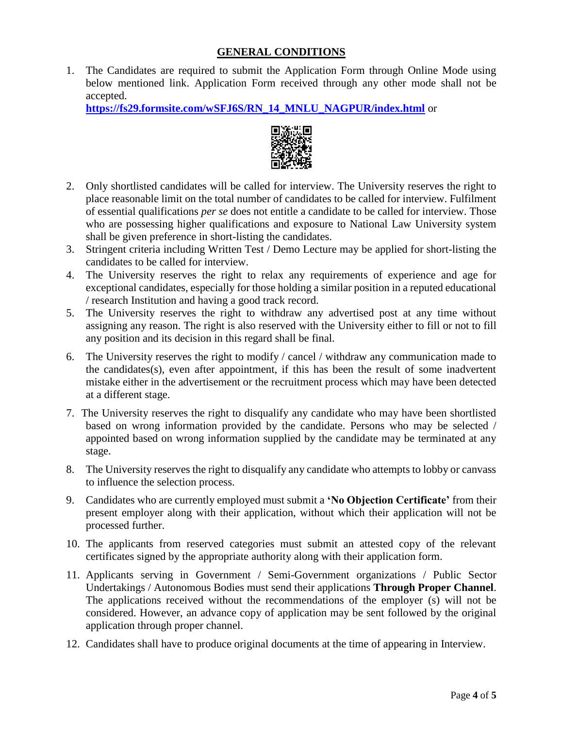## GENERAL CONDITIONS

1. The Candidates are required to submit the Application Form through Online Mode using below mentioned link. Application Form received through any other mode shall not be accepted.
   **[https://fs29.formsite.com/wSFJ6S/RN_14_MNLU_NAGPUR/index.html](https://fs29.formsite.com/wSFJ6S/RN_14_MNLU_NAGPUR/index.html)** or

2. Only shortlisted candidates will be called for interview. The University reserves the right to place reasonable limit on the total number of candidates to be called for interview. Fulfilment of essential qualifications *per se* does not entitle a candidate to be called for interview. Those who are possessing higher qualifications and exposure to National Law University system shall be given preference in short-listing the candidates.
3. Stringent criteria including Written Test / Demo Lecture may be applied for short-listing the candidates to be called for interview.
4. The University reserves the right to relax any requirements of experience and age for exceptional candidates, especially for those holding a similar position in a reputed educational / research Institution and having a good track record.
5. The University reserves the right to withdraw any advertised post at any time without assigning any reason. The right is also reserved with the University either to fill or not to fill any position and its decision in this regard shall be final.
6. The University reserves the right to modify / cancel / withdraw any communication made to the candidates(s), even after appointment, if this has been the result of some inadvertent mistake either in the advertisement or the recruitment process which may have been detected at a different stage.
7. The University reserves the right to disqualify any candidate who may have been shortlisted based on wrong information provided by the candidate. Persons who may be selected / appointed based on wrong information supplied by the candidate may be terminated at any stage.
8. The University reserves the right to disqualify any candidate who attempts to lobby or canvass to influence the selection process.
9. Candidates who are currently employed must submit a **'No Objection Certificate'** from their present employer along with their application, without which their application will not be processed further.
10. The applicants from reserved categories must submit an attested copy of the relevant certificates signed by the appropriate authority along with their application form.
11. Applicants serving in Government / Semi-Government organizations / Public Sector Undertakings / Autonomous Bodies must send their applications **Through Proper Channel**. The applications received without the recommendations of the employer (s) will not be considered. However, an advance copy of application may be sent followed by the original application through proper channel.
12. Candidates shall have to produce original documents at the time of appearing in Interview.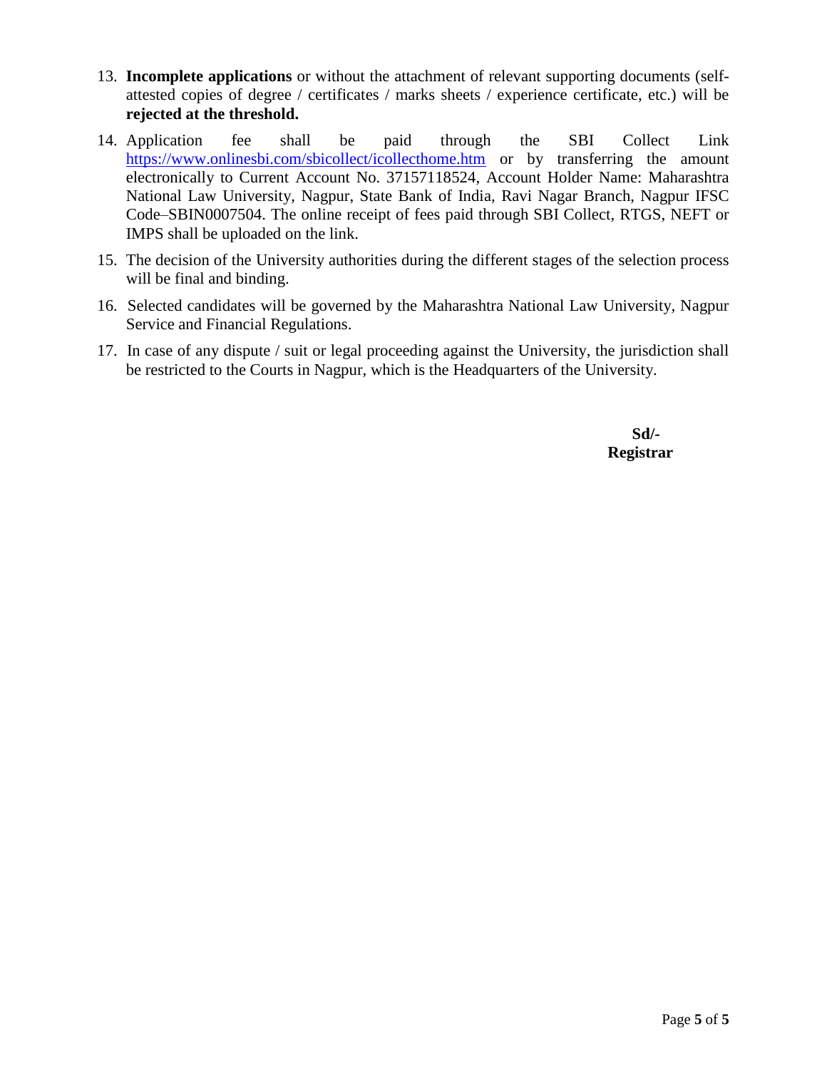13. **Incomplete applications** or without the attachment of relevant supporting documents (self-attested copies of degree / certificates / marks sheets / experience certificate, etc.) will be **rejected at the threshold.**
14. Application fee shall be paid through the SBI Collect Link https://www.onlinesbi.com/sbicollect/icollecthome.htm or by transferring the amount electronically to Current Account No. 37157118524, Account Holder Name: Maharashtra National Law University, Nagpur, State Bank of India, Ravi Nagar Branch, Nagpur IFSC Code–SBIN0007504. The online receipt of fees paid through SBI Collect, RTGS, NEFT or IMPS shall be uploaded on the link.
15. The decision of the University authorities during the different stages of the selection process will be final and binding.
16. Selected candidates will be governed by the Maharashtra National Law University, Nagpur Service and Financial Regulations.
17. In case of any dispute / suit or legal proceeding against the University, the jurisdiction shall be restricted to the Courts in Nagpur, which is the Headquarters of the University.

**Sd/-**
**Registrar**